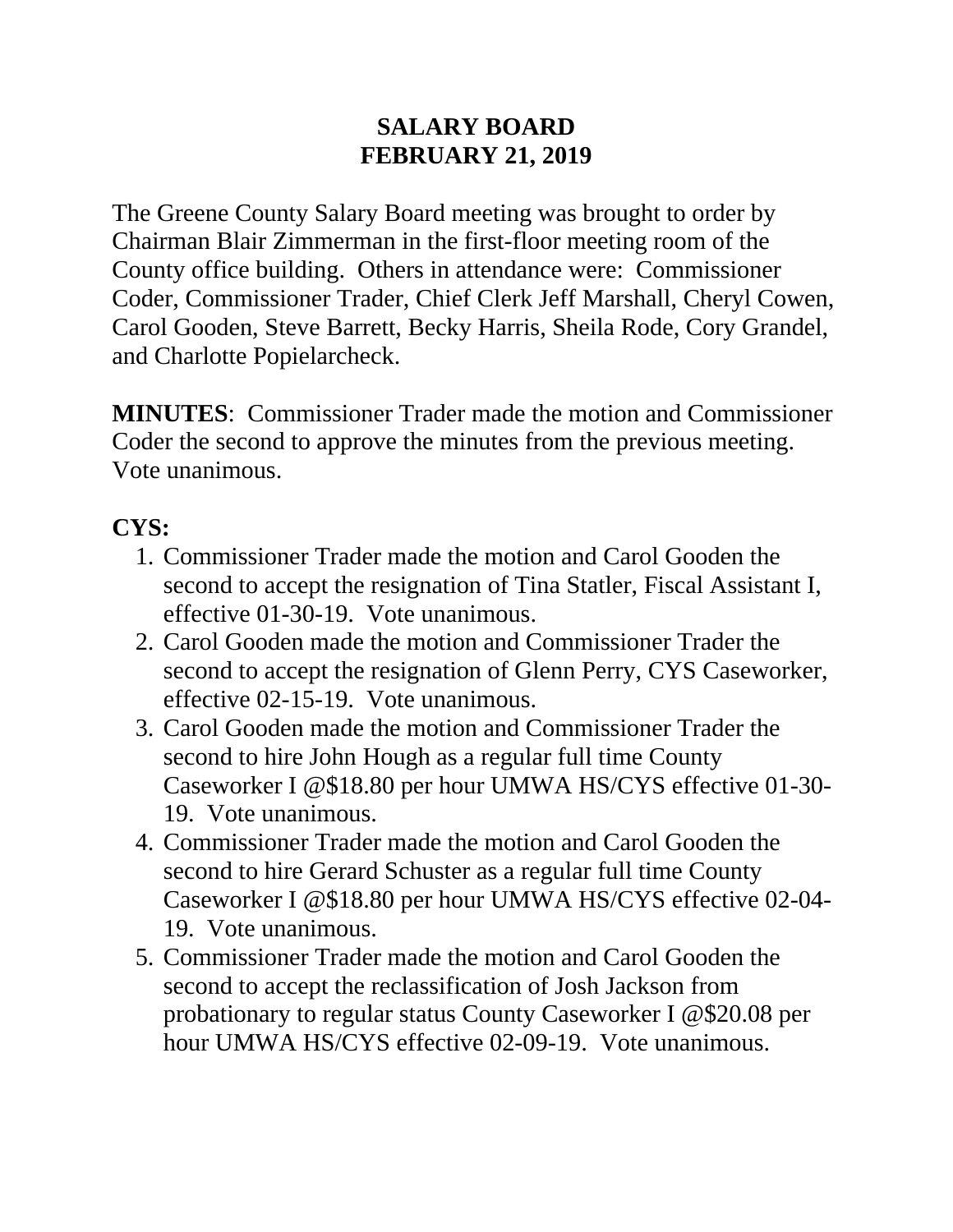# SALARY BOARD
# FEBRUARY 21, 2019

The Greene County Salary Board meeting was brought to order by Chairman Blair Zimmerman in the first-floor meeting room of the County office building. Others in attendance were: Commissioner Coder, Commissioner Trader, Chief Clerk Jeff Marshall, Cheryl Cowen, Carol Gooden, Steve Barrett, Becky Harris, Sheila Rode, Cory Grandel, and Charlotte Popielarcheck.

**MINUTES**: Commissioner Trader made the motion and Commissioner Coder the second to approve the minutes from the previous meeting. Vote unanimous.

**CYS:**

1. Commissioner Trader made the motion and Carol Gooden the second to accept the resignation of Tina Statler, Fiscal Assistant I, effective 01-30-19. Vote unanimous.
2. Carol Gooden made the motion and Commissioner Trader the second to accept the resignation of Glenn Perry, CYS Caseworker, effective 02-15-19. Vote unanimous.
3. Carol Gooden made the motion and Commissioner Trader the second to hire John Hough as a regular full time County Caseworker I @$18.80 per hour UMWA HS/CYS effective 01-30-19. Vote unanimous.
4. Commissioner Trader made the motion and Carol Gooden the second to hire Gerard Schuster as a regular full time County Caseworker I @$18.80 per hour UMWA HS/CYS effective 02-04-19. Vote unanimous.
5. Commissioner Trader made the motion and Carol Gooden the second to accept the reclassification of Josh Jackson from probationary to regular status County Caseworker I @$20.08 per hour UMWA HS/CYS effective 02-09-19. Vote unanimous.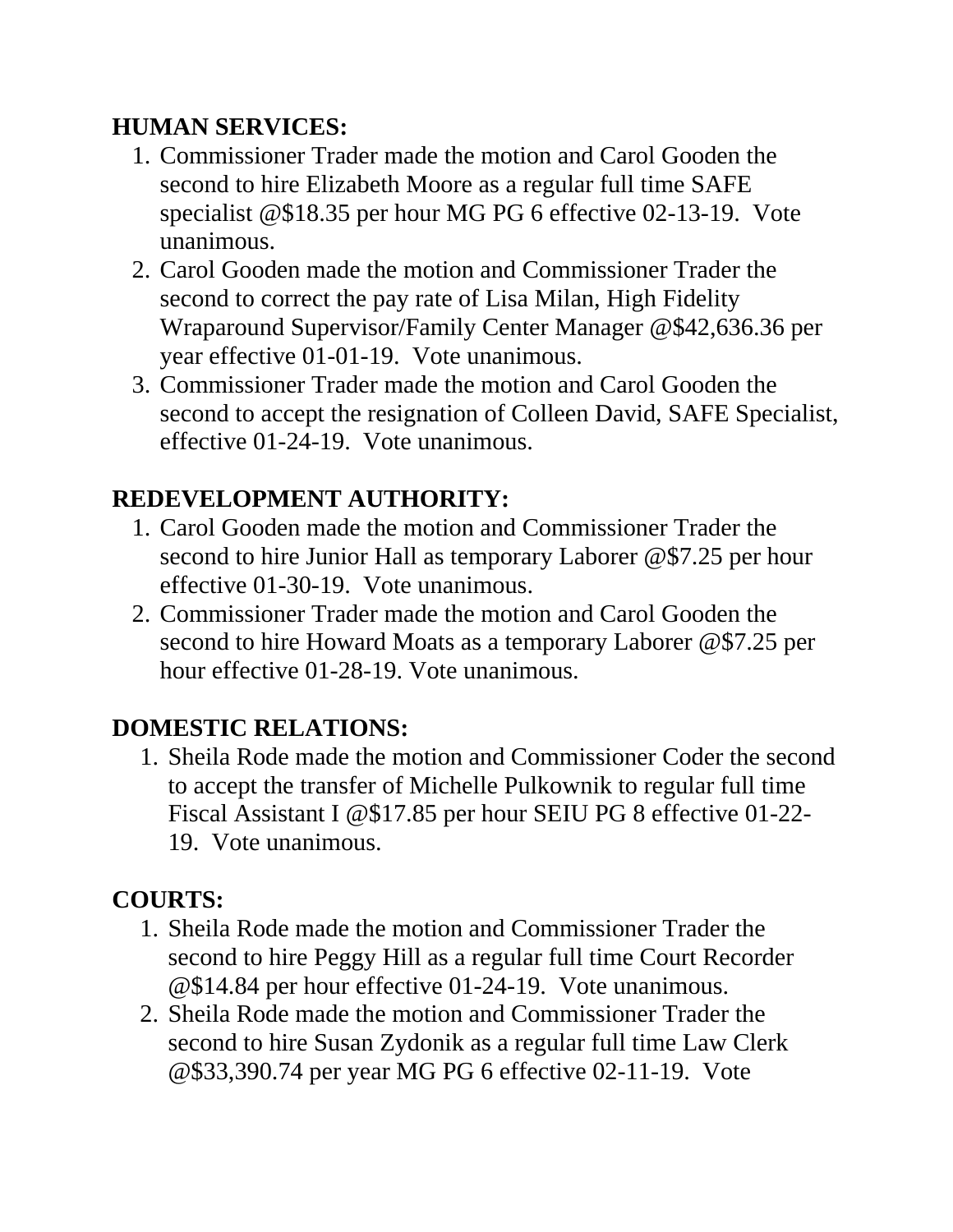**HUMAN SERVICES:**

1. Commissioner Trader made the motion and Carol Gooden the second to hire Elizabeth Moore as a regular full time SAFE specialist @$18.35 per hour MG PG 6 effective 02-13-19. Vote unanimous.
2. Carol Gooden made the motion and Commissioner Trader the second to correct the pay rate of Lisa Milan, High Fidelity Wraparound Supervisor/Family Center Manager @$42,636.36 per year effective 01-01-19. Vote unanimous.
3. Commissioner Trader made the motion and Carol Gooden the second to accept the resignation of Colleen David, SAFE Specialist, effective 01-24-19. Vote unanimous.

**REDEVELOPMENT AUTHORITY:**

1. Carol Gooden made the motion and Commissioner Trader the second to hire Junior Hall as temporary Laborer @$7.25 per hour effective 01-30-19. Vote unanimous.
2. Commissioner Trader made the motion and Carol Gooden the second to hire Howard Moats as a temporary Laborer @$7.25 per hour effective 01-28-19. Vote unanimous.

**DOMESTIC RELATIONS:**

1. Sheila Rode made the motion and Commissioner Coder the second to accept the transfer of Michelle Pulkownik to regular full time Fiscal Assistant I @$17.85 per hour SEIU PG 8 effective 01-22-19. Vote unanimous.

**COURTS:**

1. Sheila Rode made the motion and Commissioner Trader the second to hire Peggy Hill as a regular full time Court Recorder @$14.84 per hour effective 01-24-19. Vote unanimous.
2. Sheila Rode made the motion and Commissioner Trader the second to hire Susan Zydonik as a regular full time Law Clerk @$33,390.74 per year MG PG 6 effective 02-11-19. Vote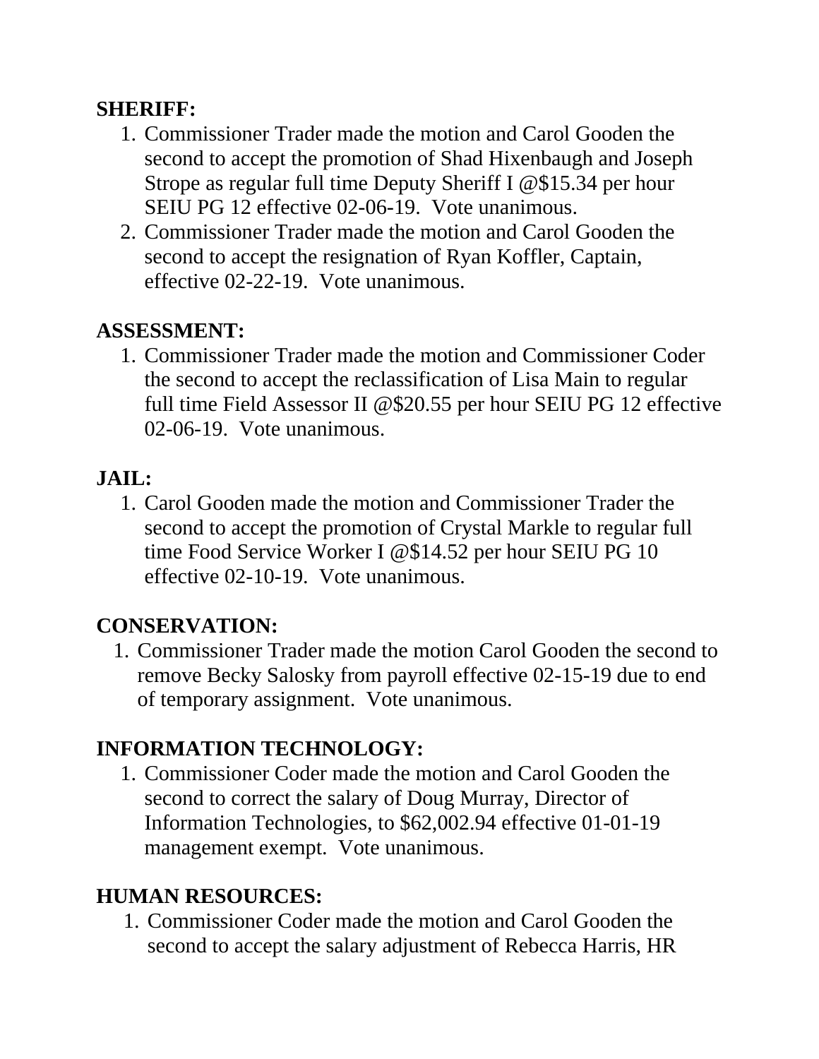**SHERIFF:**

1. Commissioner Trader made the motion and Carol Gooden the second to accept the promotion of Shad Hixenbaugh and Joseph Strope as regular full time Deputy Sheriff I @$15.34 per hour SEIU PG 12 effective 02-06-19. Vote unanimous.
2. Commissioner Trader made the motion and Carol Gooden the second to accept the resignation of Ryan Koffler, Captain, effective 02-22-19. Vote unanimous.

**ASSESSMENT:**

1. Commissioner Trader made the motion and Commissioner Coder the second to accept the reclassification of Lisa Main to regular full time Field Assessor II @$20.55 per hour SEIU PG 12 effective 02-06-19. Vote unanimous.

**JAIL:**

1. Carol Gooden made the motion and Commissioner Trader the second to accept the promotion of Crystal Markle to regular full time Food Service Worker I @$14.52 per hour SEIU PG 10 effective 02-10-19. Vote unanimous.

**CONSERVATION:**

1. Commissioner Trader made the motion Carol Gooden the second to remove Becky Salosky from payroll effective 02-15-19 due to end of temporary assignment. Vote unanimous.

**INFORMATION TECHNOLOGY:**

1. Commissioner Coder made the motion and Carol Gooden the second to correct the salary of Doug Murray, Director of Information Technologies, to $62,002.94 effective 01-01-19 management exempt. Vote unanimous.

**HUMAN RESOURCES:**

1. Commissioner Coder made the motion and Carol Gooden the second to accept the salary adjustment of Rebecca Harris, HR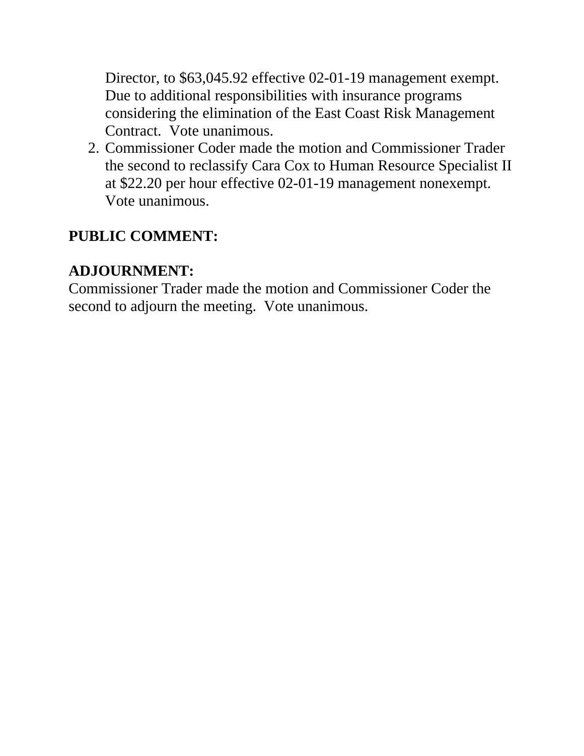Director, to $63,045.92 effective 02-01-19 management exempt. Due to additional responsibilities with insurance programs considering the elimination of the East Coast Risk Management Contract. Vote unanimous.

2. Commissioner Coder made the motion and Commissioner Trader the second to reclassify Cara Cox to Human Resource Specialist II at $22.20 per hour effective 02-01-19 management nonexempt. Vote unanimous.

**PUBLIC COMMENT:**

**ADJOURNMENT:**

Commissioner Trader made the motion and Commissioner Coder the second to adjourn the meeting. Vote unanimous.